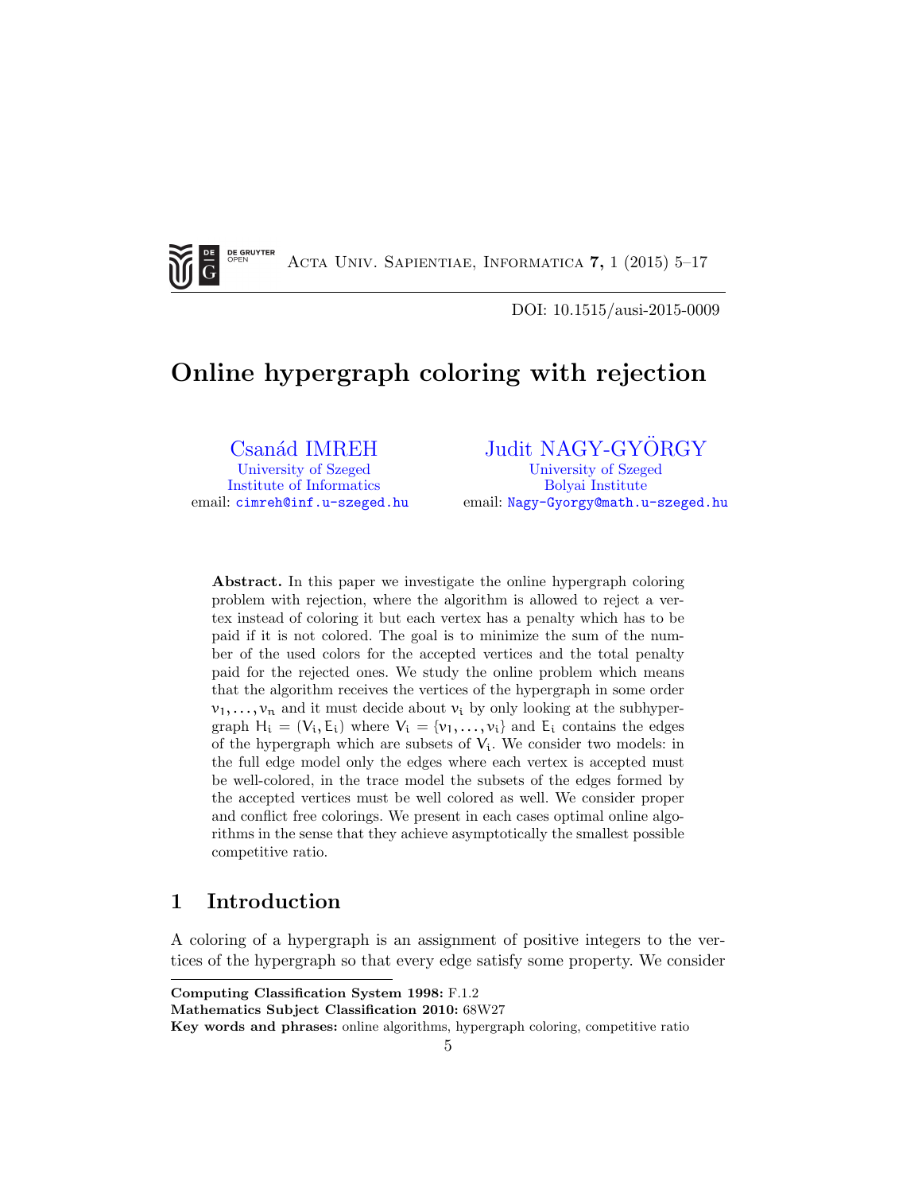DOI: 10.1515/ausi-2015-0009

# Online hypergraph coloring with rejection

Csanád IMREH
University of Szeged
Institute of Informatics
email: cimreh@inf.u-szeged.hu

Judit NAGY-GYÖRGY
University of Szeged
Bolyai Institute
email: Nagy-Gyorgy@math.u-szeged.hu

**Abstract.** In this paper we investigate the online hypergraph coloring problem with rejection, where the algorithm is allowed to reject a vertex instead of coloring it but each vertex has a penalty which has to be paid if it is not colored. The goal is to minimize the sum of the number of the used colors for the accepted vertices and the total penalty paid for the rejected ones. We study the online problem which means that the algorithm receives the vertices of the hypergraph in some order $v_1, \ldots, v_n$ and it must decide about $v_i$ by only looking at the subhypergraph $H_i = (V_i, E_i)$ where $V_i = \{v_1, \ldots, v_i\}$ and $E_i$ contains the edges of the hypergraph which are subsets of $V_i$. We consider two models: in the full edge model only the edges where each vertex is accepted must be well-colored, in the trace model the subsets of the edges formed by the accepted vertices must be well colored as well. We consider proper and conflict free colorings. We present in each cases optimal online algorithms in the sense that they achieve asymptotically the smallest possible competitive ratio.

## 1 Introduction

A coloring of a hypergraph is an assignment of positive integers to the vertices of the hypergraph so that every edge satisfy some property. We consider

**Computing Classification System 1998:** F.1.2
**Mathematics Subject Classification 2010:** 68W27
**Key words and phrases:** online algorithms, hypergraph coloring, competitive ratio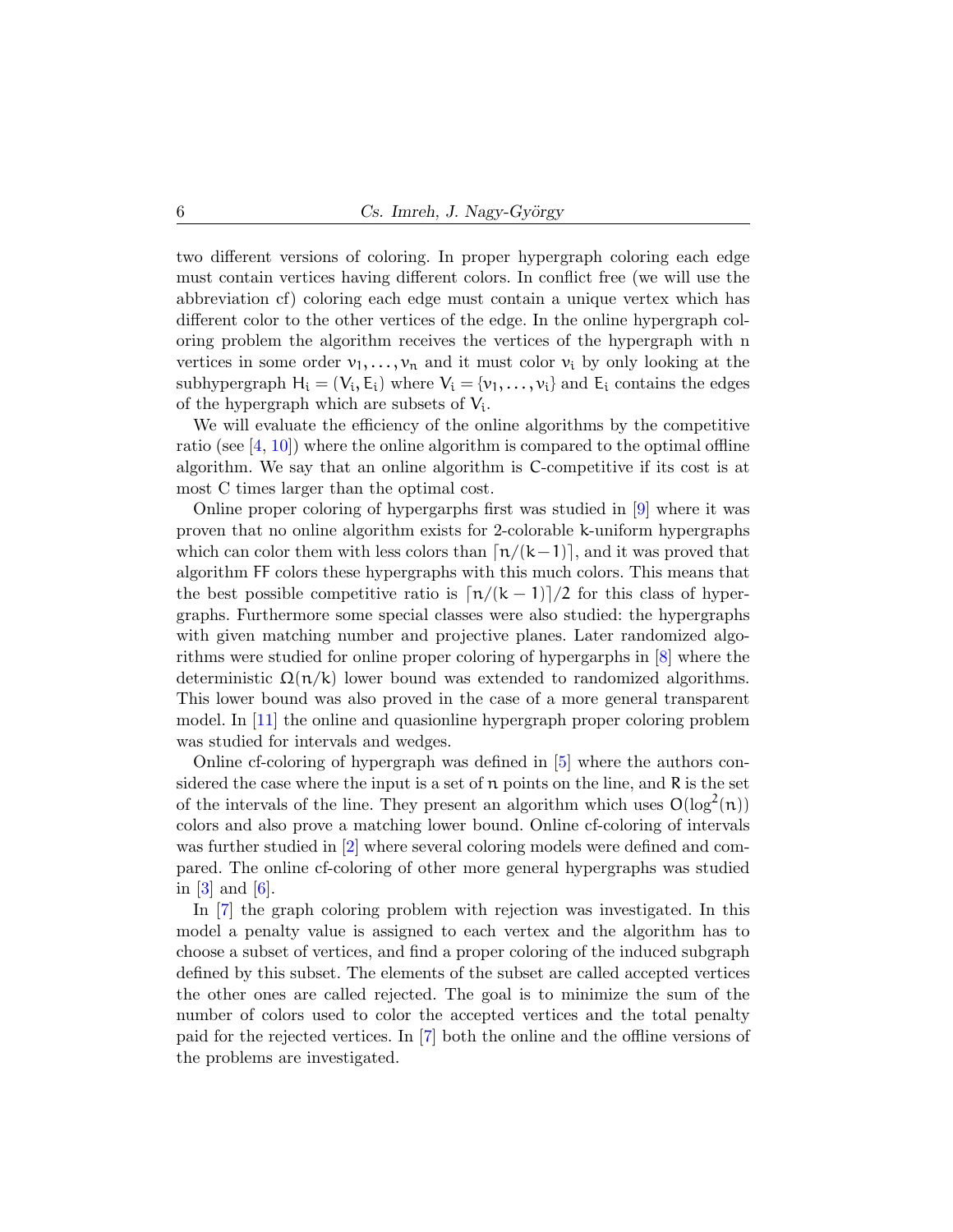two different versions of coloring. In proper hypergraph coloring each edge must contain vertices having different colors. In conflict free (we will use the abbreviation cf) coloring each edge must contain a unique vertex which has different color to the other vertices of the edge. In the online hypergraph coloring problem the algorithm receives the vertices of the hypergraph with n vertices in some order $v_1, \dots, v_n$ and it must color $v_i$ by only looking at the subhypergraph $H_i = (V_i, E_i)$ where $V_i = \{v_1, \dots, v_i\}$ and $E_i$ contains the edges of the hypergraph which are subsets of $V_i$.

We will evaluate the efficiency of the online algorithms by the competitive ratio (see [4, 10]) where the online algorithm is compared to the optimal offline algorithm. We say that an online algorithm is C-competitive if its cost is at most C times larger than the optimal cost.

Online proper coloring of hypergarphs first was studied in [9] where it was proven that no online algorithm exists for 2-colorable k-uniform hypergraphs which can color them with less colors than $\lceil n/(k-1) \rceil$, and it was proved that algorithm FF colors these hypergraphs with this much colors. This means that the best possible competitive ratio is $\lceil n/(k-1) \rceil/2$ for this class of hypergraphs. Furthermore some special classes were also studied: the hypergraphs with given matching number and projective planes. Later randomized algorithms were studied for online proper coloring of hypergarphs in [8] where the deterministic $\Omega(n/k)$ lower bound was extended to randomized algorithms. This lower bound was also proved in the case of a more general transparent model. In [11] the online and quasionline hypergraph proper coloring problem was studied for intervals and wedges.

Online cf-coloring of hypergraph was defined in [5] where the authors considered the case where the input is a set of $n$ points on the line, and R is the set of the intervals of the line. They present an algorithm which uses $O(\log^2(n))$ colors and also prove a matching lower bound. Online cf-coloring of intervals was further studied in [2] where several coloring models were defined and compared. The online cf-coloring of other more general hypergraphs was studied in [3] and [6].

In [7] the graph coloring problem with rejection was investigated. In this model a penalty value is assigned to each vertex and the algorithm has to choose a subset of vertices, and find a proper coloring of the induced subgraph defined by this subset. The elements of the subset are called accepted vertices the other ones are called rejected. The goal is to minimize the sum of the number of colors used to color the accepted vertices and the total penalty paid for the rejected vertices. In [7] both the online and the offline versions of the problems are investigated.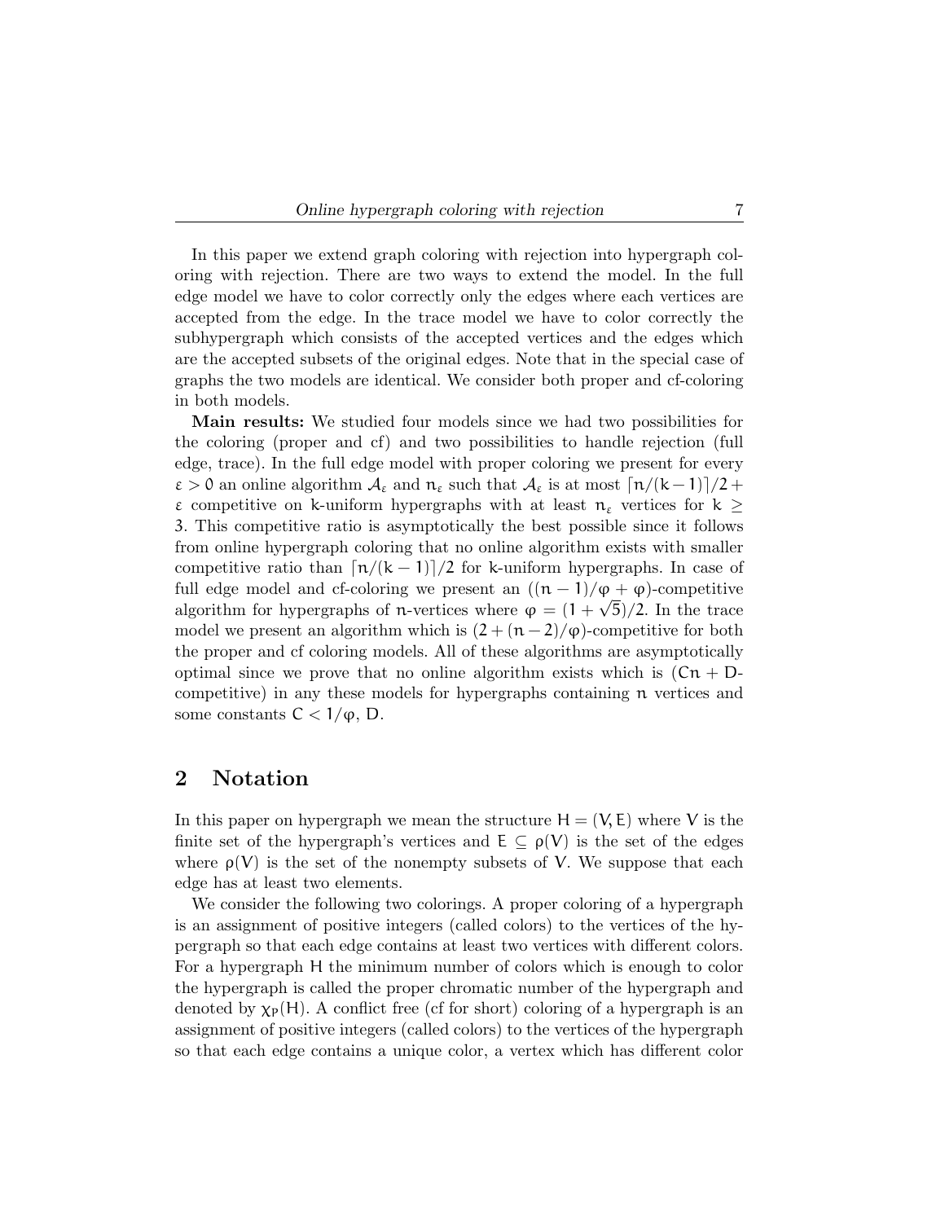In this paper we extend graph coloring with rejection into hypergraph coloring with rejection. There are two ways to extend the model. In the full edge model we have to color correctly only the edges where each vertices are accepted from the edge. In the trace model we have to color correctly the subhypergraph which consists of the accepted vertices and the edges which are the accepted subsets of the original edges. Note that in the special case of graphs the two models are identical. We consider both proper and cf-coloring in both models.

**Main results:** We studied four models since we had two possibilities for the coloring (proper and cf) and two possibilities to handle rejection (full edge, trace). In the full edge model with proper coloring we present for every $\varepsilon > 0$ an online algorithm $\mathcal{A}_\varepsilon$ and $n_\varepsilon$ such that $\mathcal{A}_\varepsilon$ is at most $\lceil n/(k-1) \rceil /2 + \varepsilon$ competitive on k-uniform hypergraphs with at least $n_\varepsilon$ vertices for $k \geq 3$. This competitive ratio is asymptotically the best possible since it follows from online hypergraph coloring that no online algorithm exists with smaller competitive ratio than $\lceil n/(k-1) \rceil /2$ for k-uniform hypergraphs. In case of full edge model and cf-coloring we present an $((n-1)/\varphi + \varphi)$-competitive algorithm for hypergraphs of n-vertices where $\varphi = (1+\sqrt{5})/2$. In the trace model we present an algorithm which is $(2 + (n-2)/\varphi)$-competitive for both the proper and cf coloring models. All of these algorithms are asymptotically optimal since we prove that no online algorithm exists which is ($Cn + D$-competitive) in any these models for hypergraphs containing n vertices and some constants $C < 1/\varphi$, $D$.

## 2 Notation

In this paper on hypergraph we mean the structure $H = (V, E)$ where $V$ is the finite set of the hypergraph's vertices and $E \subseteq \rho(V)$ is the set of the edges where $\rho(V)$ is the set of the nonempty subsets of $V$. We suppose that each edge has at least two elements.

We consider the following two colorings. A proper coloring of a hypergraph is an assignment of positive integers (called colors) to the vertices of the hypergraph so that each edge contains at least two vertices with different colors. For a hypergraph H the minimum number of colors which is enough to color the hypergraph is called the proper chromatic number of the hypergraph and denoted by $\chi_P(H)$. A conflict free (cf for short) coloring of a hypergraph is an assignment of positive integers (called colors) to the vertices of the hypergraph so that each edge contains a unique color, a vertex which has different color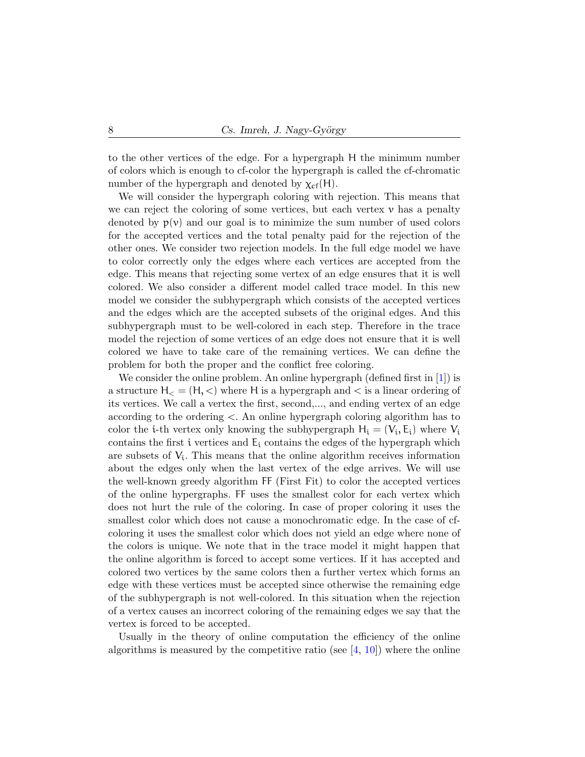to the other vertices of the edge. For a hypergraph $\mathsf{H}$ the minimum number of colors which is enough to cf-color the hypergraph is called the cf-chromatic number of the hypergraph and denoted by $\chi_{cf}(\mathsf{H})$.

We will consider the hypergraph coloring with rejection. This means that we can reject the coloring of some vertices, but each vertex $v$ has a penalty denoted by $p(v)$ and our goal is to minimize the sum number of used colors for the accepted vertices and the total penalty paid for the rejection of the other ones. We consider two rejection models. In the full edge model we have to color correctly only the edges where each vertices are accepted from the edge. This means that rejecting some vertex of an edge ensures that it is well colored. We also consider a different model called trace model. In this new model we consider the subhypergraph which consists of the accepted vertices and the edges which are the accepted subsets of the original edges. And this subhypergraph must to be well-colored in each step. Therefore in the trace model the rejection of some vertices of an edge does not ensure that it is well colored we have to take care of the remaining vertices. We can define the problem for both the proper and the conflict free coloring.

We consider the online problem. An online hypergraph (defined first in [1]) is a structure $\mathsf{H}_< = (\mathsf{H}, <)$ where $\mathsf{H}$ is a hypergraph and $<$ is a linear ordering of its vertices. We call a vertex the first, second,..., and ending vertex of an edge according to the ordering $<$. An online hypergraph coloring algorithm has to color the $i$-th vertex only knowing the subhypergraph $\mathsf{H}_i = (\mathsf{V}_i, \mathsf{E}_i)$ where $\mathsf{V}_i$ contains the first $i$ vertices and $\mathsf{E}_i$ contains the edges of the hypergraph which are subsets of $\mathsf{V}_i$. This means that the online algorithm receives information about the edges only when the last vertex of the edge arrives. We will use the well-known greedy algorithm FF (First Fit) to color the accepted vertices of the online hypergraphs. FF uses the smallest color for each vertex which does not hurt the rule of the coloring. In case of proper coloring it uses the smallest color which does not cause a monochromatic edge. In the case of cf-coloring it uses the smallest color which does not yield an edge where none of the colors is unique. We note that in the trace model it might happen that the online algorithm is forced to accept some vertices. If it has accepted and colored two vertices by the same colors then a further vertex which forms an edge with these vertices must be accepted since otherwise the remaining edge of the subhypergraph is not well-colored. In this situation when the rejection of a vertex causes an incorrect coloring of the remaining edges we say that the vertex is forced to be accepted.

Usually in the theory of online computation the efficiency of the online algorithms is measured by the competitive ratio (see [4, 10]) where the online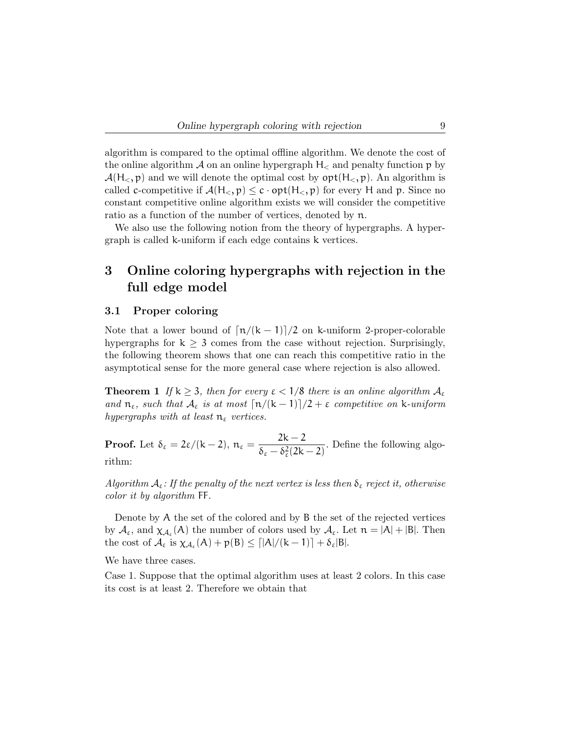algorithm is compared to the optimal offline algorithm. We denote the cost of the online algorithm $\mathcal{A}$ on an online hypergraph $H_<$ and penalty function $p$ by $\mathcal{A}(H_<, p)$ and we will denote the optimal cost by $\mathrm{opt}(H_<, p)$. An algorithm is called $c$-competitive if $\mathcal{A}(H_<, p) \leq c \cdot \mathrm{opt}(H_<, p)$ for every $H$ and $p$. Since no constant competitive online algorithm exists we will consider the competitive ratio as a function of the number of vertices, denoted by $n$.

We also use the following notion from the theory of hypergraphs. A hypergraph is called $k$-uniform if each edge contains $k$ vertices.

# 3 Online coloring hypergraphs with rejection in the full edge model

## 3.1 Proper coloring

Note that a lower bound of $\lceil n/(k-1) \rceil /2$ on $k$-uniform 2-proper-colorable hypergraphs for $k \geq 3$ comes from the case without rejection. Surprisingly, the following theorem shows that one can reach this competitive ratio in the asymptotical sense for the more general case where rejection is also allowed.

**Theorem 1** *If $k \geq 3$, then for every $\varepsilon < 1/8$ there is an online algorithm $\mathcal{A}_\varepsilon$ and $n_\varepsilon$, such that $\mathcal{A}_\varepsilon$ is at most $\lceil n/(k-1) \rceil /2 + \varepsilon$ competitive on $k$-uniform hypergraphs with at least $n_\varepsilon$ vertices.*

**Proof.** Let $\delta_\varepsilon = 2\varepsilon/(k-2)$, $n_\varepsilon = \dfrac{2k-2}{\delta_\varepsilon - \delta_\varepsilon^2(2k-2)}$. Define the following algorithm:

*Algorithm $\mathcal{A}_\varepsilon$: If the penalty of the next vertex is less then $\delta_\varepsilon$ reject it, otherwise color it by algorithm* FF.

Denote by $A$ the set of the colored and by $B$ the set of the rejected vertices by $\mathcal{A}_\varepsilon$, and $\chi_{\mathcal{A}_\varepsilon}(A)$ the number of colors used by $\mathcal{A}_\varepsilon$. Let $n = |A| + |B|$. Then the cost of $\mathcal{A}_\varepsilon$ is $\chi_{\mathcal{A}_\varepsilon}(A) + p(B) \leq \lceil |A|/(k-1) \rceil + \delta_\varepsilon |B|$.

We have three cases.

Case 1. Suppose that the optimal algorithm uses at least 2 colors. In this case its cost is at least 2. Therefore we obtain that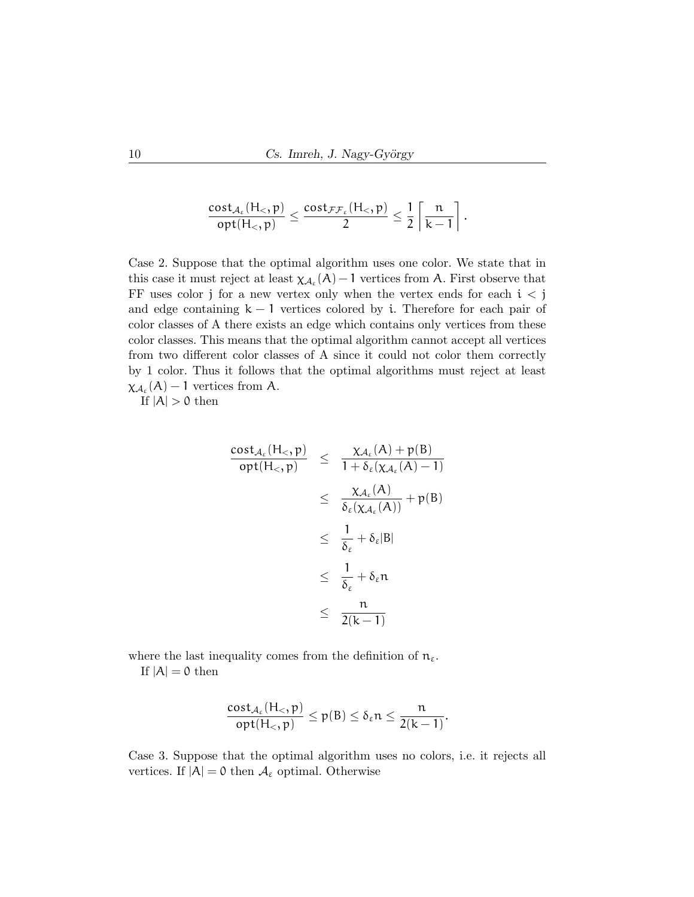$$\frac{\mathsf{cost}_{\mathcal{A}_\varepsilon}(H_<, p)}{\mathsf{opt}(H_<, p)} \leq \frac{\mathsf{cost}_{\mathcal{FF}_\varepsilon}(H_<, p)}{2} \leq \frac{1}{2}\left\lceil \frac{n}{k-1} \right\rceil.$$

Case 2. Suppose that the optimal algorithm uses one color. We state that in this case it must reject at least $\chi_{\mathcal{A}_\varepsilon}(A) - 1$ vertices from $A$. First observe that FF uses color $j$ for a new vertex only when the vertex ends for each $i < j$ and edge containing $k-1$ vertices colored by $i$. Therefore for each pair of color classes of A there exists an edge which contains only vertices from these color classes. This means that the optimal algorithm cannot accept all vertices from two different color classes of A since it could not color them correctly by 1 color. Thus it follows that the optimal algorithms must reject at least $\chi_{\mathcal{A}_\varepsilon}(A) - 1$ vertices from $A$.

If $|A| > 0$ then

$$\begin{aligned}
\frac{\mathsf{cost}_{\mathcal{A}_\varepsilon}(H_<, p)}{\mathsf{opt}(H_<, p)} &\leq \frac{\chi_{\mathcal{A}_\varepsilon}(A) + p(B)}{1 + \delta_\varepsilon(\chi_{\mathcal{A}_\varepsilon}(A) - 1)} \\
&\leq \frac{\chi_{\mathcal{A}_\varepsilon}(A)}{\delta_\varepsilon(\chi_{\mathcal{A}_\varepsilon}(A))} + p(B) \\
&\leq \frac{1}{\delta_\varepsilon} + \delta_\varepsilon |B| \\
&\leq \frac{1}{\delta_\varepsilon} + \delta_\varepsilon n \\
&\leq \frac{n}{2(k-1)}
\end{aligned}$$

where the last inequality comes from the definition of $n_\varepsilon$.

If $|A| = 0$ then

$$\frac{\mathsf{cost}_{\mathcal{A}_\varepsilon}(H_<, p)}{\mathsf{opt}(H_<, p)} \leq p(B) \leq \delta_\varepsilon n \leq \frac{n}{2(k-1)}.$$

Case 3. Suppose that the optimal algorithm uses no colors, i.e. it rejects all vertices. If $|A| = 0$ then $\mathcal{A}_\varepsilon$ optimal. Otherwise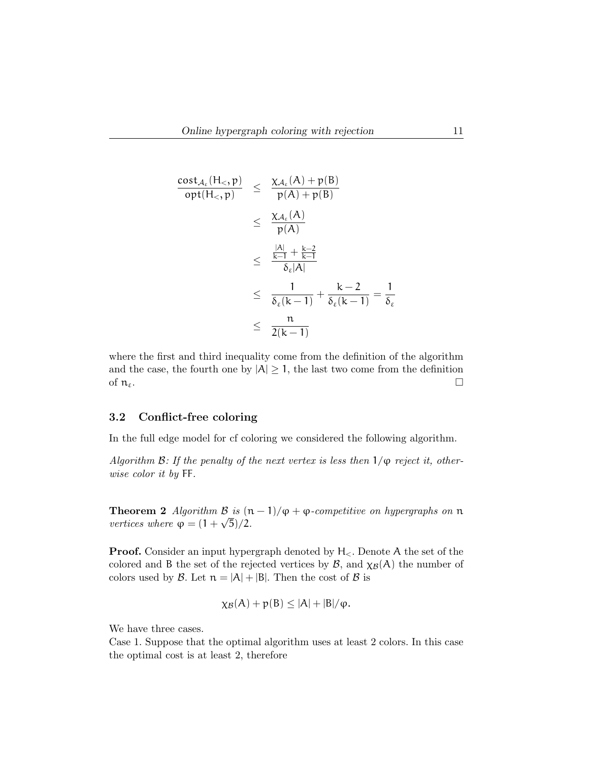$$
\begin{aligned}
\frac{\mathsf{cost}_{\mathcal{A}_\varepsilon}(H_<, p)}{\mathsf{opt}(H_<, p)} &\leq \frac{\chi_{\mathcal{A}_\varepsilon}(A) + p(B)}{p(A) + p(B)} \\
&\leq \frac{\chi_{\mathcal{A}_\varepsilon}(A)}{p(A)} \\
&\leq \frac{\frac{|A|}{k-1} + \frac{k-2}{k-1}}{\delta_\varepsilon |A|} \\
&\leq \frac{1}{\delta_\varepsilon (k-1)} + \frac{k-2}{\delta_\varepsilon (k-1)} = \frac{1}{\delta_\varepsilon} \\
&\leq \frac{n}{2(k-1)}
\end{aligned}
$$

where the first and third inequality come from the definition of the algorithm and the case, the fourth one by $|A| \geq 1$, the last two come from the definition of $n_\varepsilon$. $\square$

### 3.2 Conflict-free coloring

In the full edge model for cf coloring we considered the following algorithm.

*Algorithm $\mathcal{B}$: If the penalty of the next vertex is less then $1/\varphi$ reject it, otherwise color it by* FF.

**Theorem 2** *Algorithm $\mathcal{B}$ is $(n-1)/\varphi + \varphi$-competitive on hypergraphs on $n$ vertices where $\varphi = (1+\sqrt{5})/2$.*

**Proof.** Consider an input hypergraph denoted by $H_<$. Denote $A$ the set of the colored and $B$ the set of the rejected vertices by $\mathcal{B}$, and $\chi_{\mathcal{B}}(A)$ the number of colors used by $\mathcal{B}$. Let $n = |A| + |B|$. Then the cost of $\mathcal{B}$ is

$$
\chi_{\mathcal{B}}(A) + p(B) \leq |A| + |B|/\varphi.
$$

We have three cases.

Case 1. Suppose that the optimal algorithm uses at least 2 colors. In this case the optimal cost is at least 2, therefore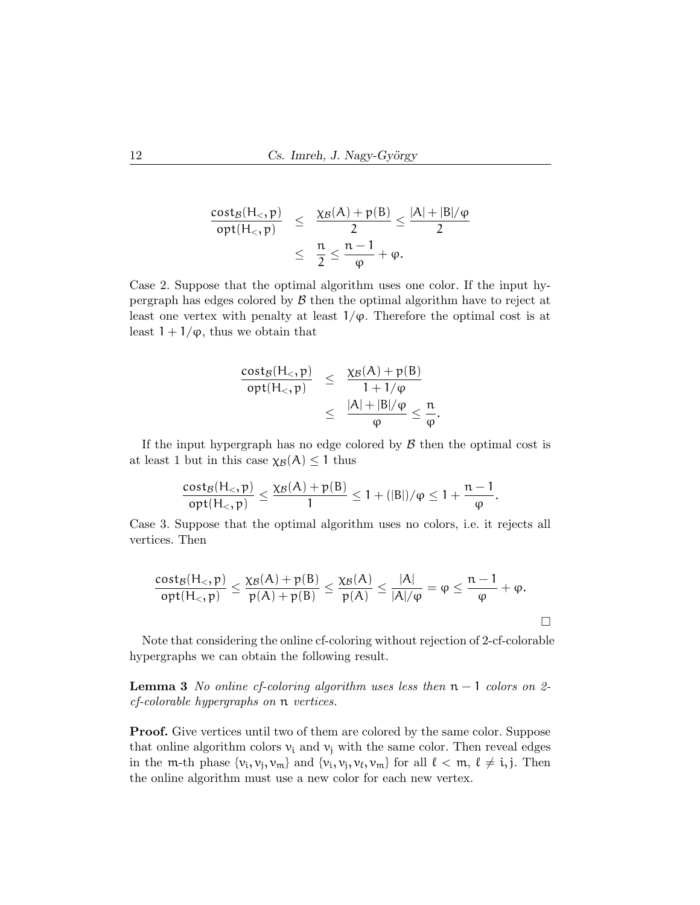$$\begin{aligned}
\frac{\mathsf{cost}_{\mathcal{B}}(H_<, p)}{\mathsf{opt}(H_<, p)} &\leq \frac{\chi_{\mathcal{B}}(A) + p(B)}{2} \leq \frac{|A| + |B|/\varphi}{2} \\
&\leq \frac{n}{2} \leq \frac{n-1}{\varphi} + \varphi.
\end{aligned}$$

Case 2. Suppose that the optimal algorithm uses one color. If the input hypergraph has edges colored by $\mathcal{B}$ then the optimal algorithm have to reject at least one vertex with penalty at least $1/\varphi$. Therefore the optimal cost is at least $1 + 1/\varphi$, thus we obtain that

$$\begin{aligned}
\frac{\mathsf{cost}_{\mathcal{B}}(H_<, p)}{\mathsf{opt}(H_<, p)} &\leq \frac{\chi_{\mathcal{B}}(A) + p(B)}{1 + 1/\varphi} \\
&\leq \frac{|A| + |B|/\varphi}{\varphi} \leq \frac{n}{\varphi}.
\end{aligned}$$

If the input hypergraph has no edge colored by $\mathcal{B}$ then the optimal cost is at least 1 but in this case $\chi_{\mathcal{B}}(A) \leq 1$ thus

$$\frac{\mathsf{cost}_{\mathcal{B}}(H_<, p)}{\mathsf{opt}(H_<, p)} \leq \frac{\chi_{\mathcal{B}}(A) + p(B)}{1} \leq 1 + (|B|)/\varphi \leq 1 + \frac{n-1}{\varphi}.$$

Case 3. Suppose that the optimal algorithm uses no colors, i.e. it rejects all vertices. Then

$$\frac{\mathsf{cost}_{\mathcal{B}}(H_<, p)}{\mathsf{opt}(H_<, p)} \leq \frac{\chi_{\mathcal{B}}(A) + p(B)}{p(A) + p(B)} \leq \frac{\chi_{\mathcal{B}}(A)}{p(A)} \leq \frac{|A|}{|A|/\varphi} = \varphi \leq \frac{n-1}{\varphi} + \varphi.$$

□

Note that considering the online cf-coloring without rejection of 2-cf-colorable hypergraphs we can obtain the following result.

**Lemma 3** *No online cf-coloring algorithm uses less then $n-1$ colors on 2-cf-colorable hypergraphs on $n$ vertices.*

**Proof.** Give vertices until two of them are colored by the same color. Suppose that online algorithm colors $v_i$ and $v_j$ with the same color. Then reveal edges in the $m$-th phase $\{v_i, v_j, v_m\}$ and $\{v_i, v_j, v_\ell, v_m\}$ for all $\ell < m$, $\ell \neq i, j$. Then the online algorithm must use a new color for each new vertex.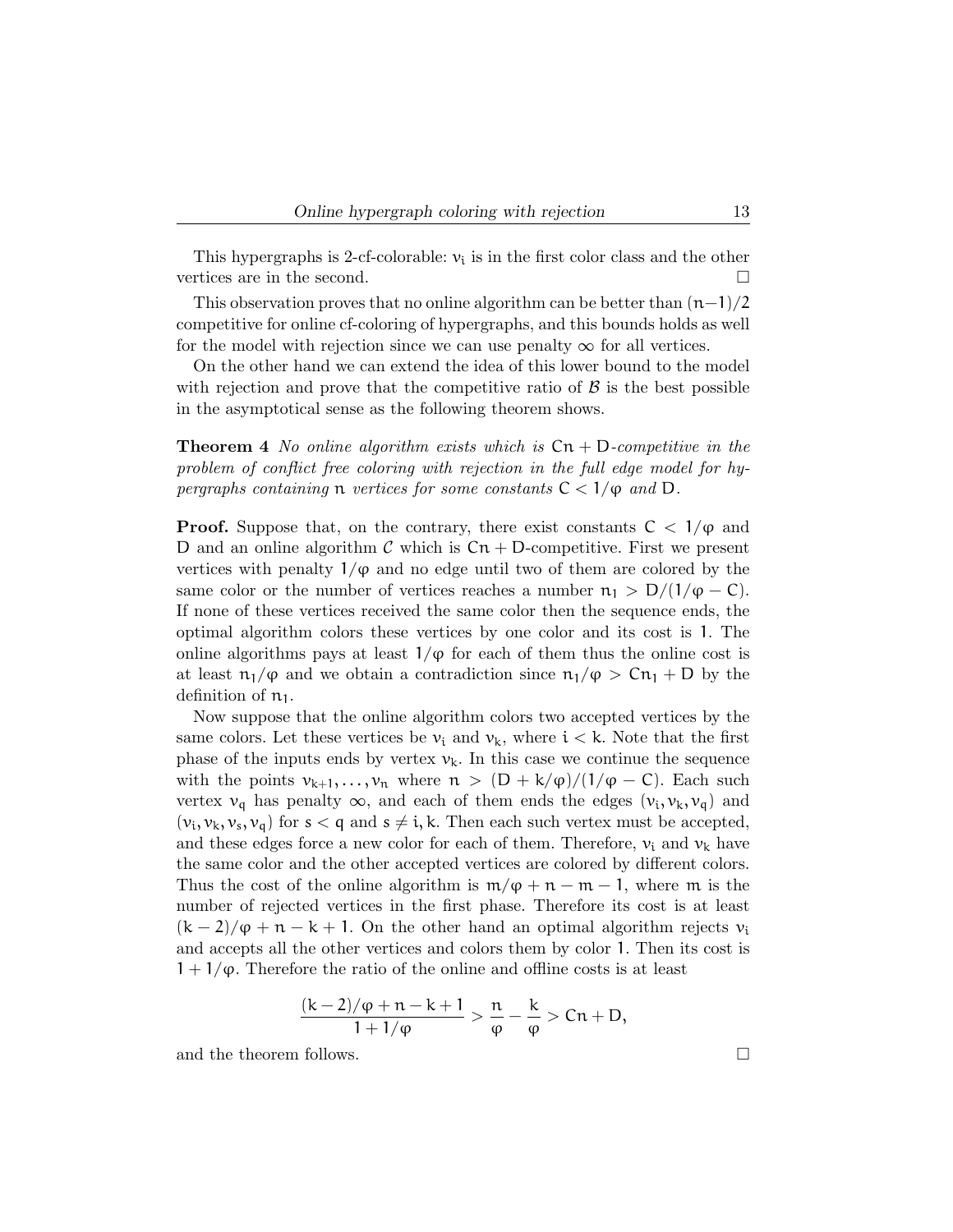This hypergraphs is 2-cf-colorable: $v_i$ is in the first color class and the other vertices are in the second. □

This observation proves that no online algorithm can be better than $(n-1)/2$ competitive for online cf-coloring of hypergraphs, and this bounds holds as well for the model with rejection since we can use penalty $\infty$ for all vertices.

On the other hand we can extend the idea of this lower bound to the model with rejection and prove that the competitive ratio of $\mathcal{B}$ is the best possible in the asymptotical sense as the following theorem shows.

**Theorem 4** *No online algorithm exists which is* $Cn + D$*-competitive in the problem of conflict free coloring with rejection in the full edge model for hypergraphs containing* $n$ *vertices for some constants* $C < 1/\varphi$ *and* $D$*.*

**Proof.** Suppose that, on the contrary, there exist constants $C < 1/\varphi$ and $D$ and an online algorithm $\mathcal{C}$ which is $Cn + D$-competitive. First we present vertices with penalty $1/\varphi$ and no edge until two of them are colored by the same color or the number of vertices reaches a number $n_1 > D/(1/\varphi - C)$. If none of these vertices received the same color then the sequence ends, the optimal algorithm colors these vertices by one color and its cost is 1. The online algorithms pays at least $1/\varphi$ for each of them thus the online cost is at least $n_1/\varphi$ and we obtain a contradiction since $n_1/\varphi > Cn_1 + D$ by the definition of $n_1$.

Now suppose that the online algorithm colors two accepted vertices by the same colors. Let these vertices be $v_i$ and $v_k$, where $i < k$. Note that the first phase of the inputs ends by vertex $v_k$. In this case we continue the sequence with the points $v_{k+1}, \ldots, v_n$ where $n > (D + k/\varphi)/(1/\varphi - C)$. Each such vertex $v_q$ has penalty $\infty$, and each of them ends the edges $(v_i, v_k, v_q)$ and $(v_i, v_k, v_s, v_q)$ for $s < q$ and $s \neq i, k$. Then each such vertex must be accepted, and these edges force a new color for each of them. Therefore, $v_i$ and $v_k$ have the same color and the other accepted vertices are colored by different colors. Thus the cost of the online algorithm is $m/\varphi + n - m - 1$, where $m$ is the number of rejected vertices in the first phase. Therefore its cost is at least $(k-2)/\varphi + n - k + 1$. On the other hand an optimal algorithm rejects $v_i$ and accepts all the other vertices and colors them by color 1. Then its cost is $1 + 1/\varphi$. Therefore the ratio of the online and offline costs is at least

$$\frac{(k-2)/\varphi + n - k + 1}{1 + 1/\varphi} > \frac{n}{\varphi} - \frac{k}{\varphi} > Cn + D,$$

and the theorem follows. □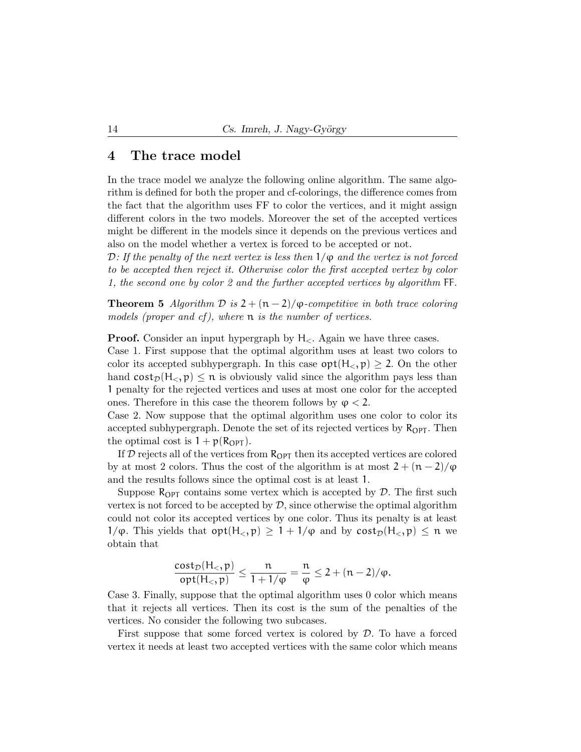## 4 The trace model

In the trace model we analyze the following online algorithm. The same algorithm is defined for both the proper and cf-colorings, the difference comes from the fact that the algorithm uses FF to color the vertices, and it might assign different colors in the two models. Moreover the set of the accepted vertices might be different in the models since it depends on the previous vertices and also on the model whether a vertex is forced to be accepted or not.

*$\mathcal{D}$: If the penalty of the next vertex is less then $1/\varphi$ and the vertex is not forced to be accepted then reject it. Otherwise color the first accepted vertex by color 1, the second one by color 2 and the further accepted vertices by algorithm* FF.

**Theorem 5** *Algorithm $\mathcal{D}$ is $2 + (n-2)/\varphi$-competitive in both trace coloring models (proper and cf), where $n$ is the number of vertices.*

**Proof.** Consider an input hypergraph by $H_<$. Again we have three cases.

Case 1. First suppose that the optimal algorithm uses at least two colors to color its accepted subhypergraph. In this case $\mathsf{opt}(H_<, p) \geq 2$. On the other hand $\mathsf{cost}_{\mathcal{D}}(H_<, p) \leq n$ is obviously valid since the algorithm pays less than 1 penalty for the rejected vertices and uses at most one color for the accepted ones. Therefore in this case the theorem follows by $\varphi < 2$.

Case 2. Now suppose that the optimal algorithm uses one color to color its accepted subhypergraph. Denote the set of its rejected vertices by $R_{OPT}$. Then the optimal cost is $1 + p(R_{OPT})$.

If $\mathcal{D}$ rejects all of the vertices from $R_{OPT}$ then its accepted vertices are colored by at most 2 colors. Thus the cost of the algorithm is at most $2 + (n-2)/\varphi$ and the results follows since the optimal cost is at least 1.

Suppose $R_{OPT}$ contains some vertex which is accepted by $\mathcal{D}$. The first such vertex is not forced to be accepted by $\mathcal{D}$, since otherwise the optimal algorithm could not color its accepted vertices by one color. Thus its penalty is at least $1/\varphi$. This yields that $\mathsf{opt}(H_<, p) \geq 1 + 1/\varphi$ and by $\mathsf{cost}_{\mathcal{D}}(H_<, p) \leq n$ we obtain that

$$\frac{\mathsf{cost}_{\mathcal{D}}(H_<, p)}{\mathsf{opt}(H_<, p)} \leq \frac{n}{1 + 1/\varphi} = \frac{n}{\varphi} \leq 2 + (n-2)/\varphi.$$

Case 3. Finally, suppose that the optimal algorithm uses 0 color which means that it rejects all vertices. Then its cost is the sum of the penalties of the vertices. No consider the following two subcases.

First suppose that some forced vertex is colored by $\mathcal{D}$. To have a forced vertex it needs at least two accepted vertices with the same color which means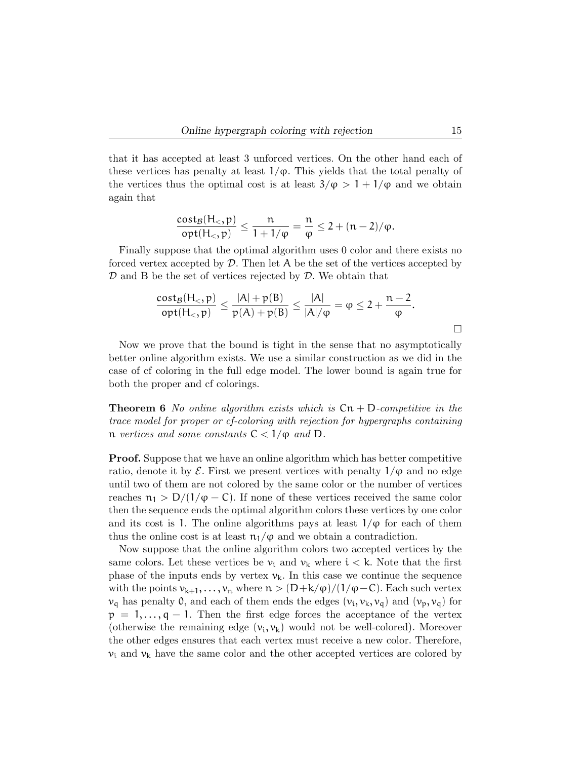that it has accepted at least 3 unforced vertices. On the other hand each of these vertices has penalty at least $1/\varphi$. This yields that the total penalty of the vertices thus the optimal cost is at least $3/\varphi > 1 + 1/\varphi$ and we obtain again that

$$\frac{\mathsf{cost}_{\mathcal{B}}(H_<, p)}{\mathsf{opt}(H_<, p)} \leq \frac{n}{1 + 1/\varphi} = \frac{n}{\varphi} \leq 2 + (n-2)/\varphi.$$

Finally suppose that the optimal algorithm uses 0 color and there exists no forced vertex accepted by $\mathcal{D}$. Then let $A$ be the set of the vertices accepted by $\mathcal{D}$ and B be the set of vertices rejected by $\mathcal{D}$. We obtain that

$$\frac{\mathsf{cost}_{\mathcal{B}}(H_<, p)}{\mathsf{opt}(H_<, p)} \leq \frac{|A| + p(B)}{p(A) + p(B)} \leq \frac{|A|}{|A|/\varphi} = \varphi \leq 2 + \frac{n-2}{\varphi}.$$

□

Now we prove that the bound is tight in the sense that no asymptotically better online algorithm exists. We use a similar construction as we did in the case of cf coloring in the full edge model. The lower bound is again true for both the proper and cf colorings.

**Theorem 6** *No online algorithm exists which is $Cn + D$-competitive in the trace model for proper or cf-coloring with rejection for hypergraphs containing $n$ vertices and some constants $C < 1/\varphi$ and $D$.*

**Proof.** Suppose that we have an online algorithm which has better competitive ratio, denote it by $\mathcal{E}$. First we present vertices with penalty $1/\varphi$ and no edge until two of them are not colored by the same color or the number of vertices reaches $n_1 > D/(1/\varphi - C)$. If none of these vertices received the same color then the sequence ends the optimal algorithm colors these vertices by one color and its cost is 1. The online algorithms pays at least $1/\varphi$ for each of them thus the online cost is at least $n_1/\varphi$ and we obtain a contradiction.

Now suppose that the online algorithm colors two accepted vertices by the same colors. Let these vertices be $v_i$ and $v_k$ where $i < k$. Note that the first phase of the inputs ends by vertex $v_k$. In this case we continue the sequence with the points $v_{k+1}, \ldots, v_n$ where $n > (D + k/\varphi)/(1/\varphi - C)$. Each such vertex $v_q$ has penalty 0, and each of them ends the edges $(v_i, v_k, v_q)$ and $(v_p, v_q)$ for $p = 1, \ldots, q-1$. Then the first edge forces the acceptance of the vertex (otherwise the remaining edge $(v_i, v_k)$ would not be well-colored). Moreover the other edges ensures that each vertex must receive a new color. Therefore, $v_i$ and $v_k$ have the same color and the other accepted vertices are colored by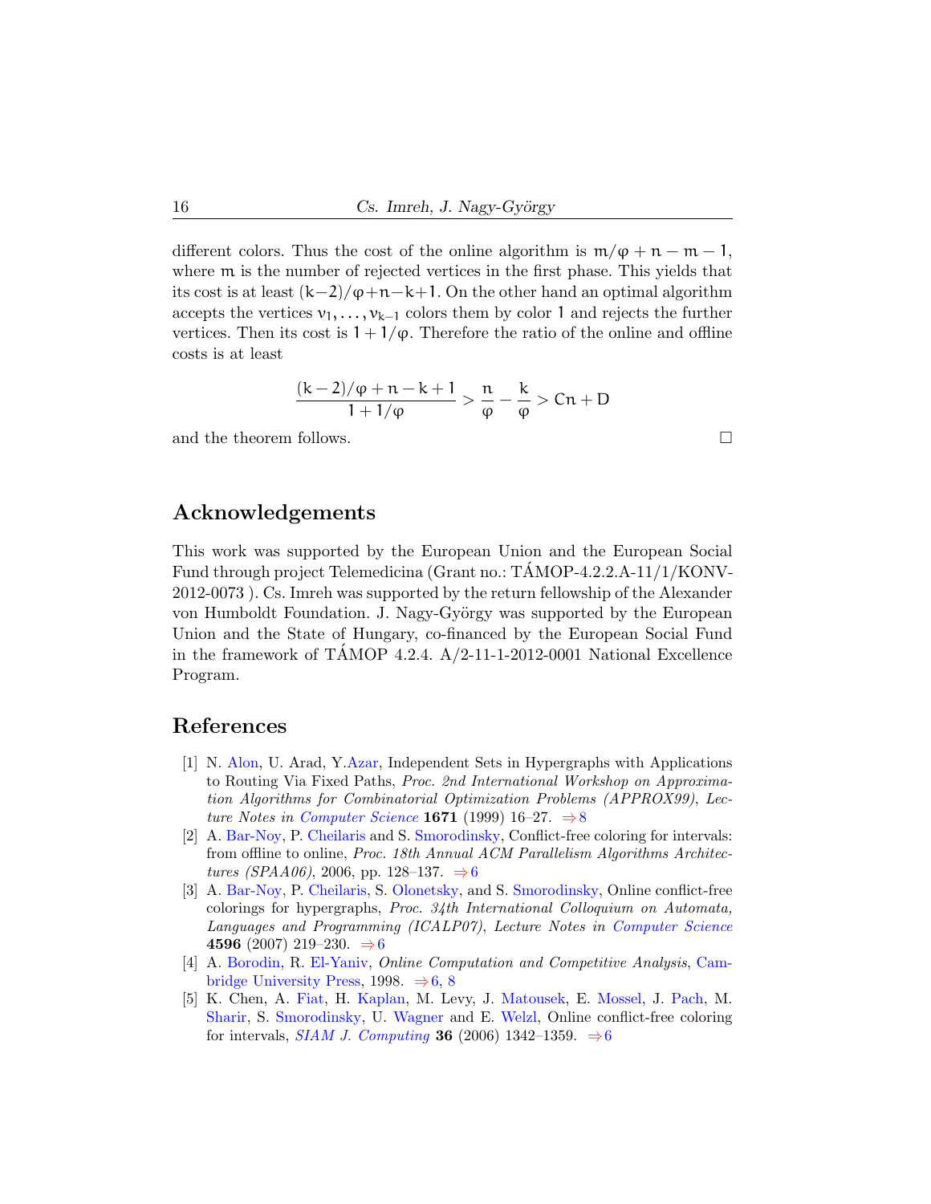different colors. Thus the cost of the online algorithm is $m/\varphi + n - m - 1$, where $m$ is the number of rejected vertices in the first phase. This yields that its cost is at least $(k-2)/\varphi + n - k + 1$. On the other hand an optimal algorithm accepts the vertices $v_1, \ldots, v_{k-1}$ colors them by color 1 and rejects the further vertices. Then its cost is $1 + 1/\varphi$. Therefore the ratio of the online and offline costs is at least

$$\frac{(k-2)/\varphi + n - k + 1}{1 + 1/\varphi} > \frac{n}{\varphi} - \frac{k}{\varphi} > Cn + D$$

and the theorem follows. □

## Acknowledgements

This work was supported by the European Union and the European Social Fund through project Telemedicina (Grant no.: TÁMOP-4.2.2.A-11/1/KONV-2012-0073 ). Cs. Imreh was supported by the return fellowship of the Alexander von Humboldt Foundation. J. Nagy-György was supported by the European Union and the State of Hungary, co-financed by the European Social Fund in the framework of TÁMOP 4.2.4. A/2-11-1-2012-0001 National Excellence Program.

## References

[1] N. Alon, U. Arad, Y.Azar, Independent Sets in Hypergraphs with Applications to Routing Via Fixed Paths, *Proc. 2nd International Workshop on Approximation Algorithms for Combinatorial Optimization Problems (APPROX99)*, *Lecture Notes in Computer Science* **1671** (1999) 16–27. ⇒8

[2] A. Bar-Noy, P. Cheilaris and S. Smorodinsky, Conflict-free coloring for intervals: from offline to online, *Proc. 18th Annual ACM Parallelism Algorithms Architectures (SPAA06)*, 2006, pp. 128–137. ⇒6

[3] A. Bar-Noy, P. Cheilaris, S. Olonetsky, and S. Smorodinsky, Online conflict-free colorings for hypergraphs, *Proc. 34th International Colloquium on Automata, Languages and Programming (ICALP07)*, *Lecture Notes in Computer Science* **4596** (2007) 219–230. ⇒6

[4] A. Borodin, R. El-Yaniv, *Online Computation and Competitive Analysis*, Cambridge University Press, 1998. ⇒6, 8

[5] K. Chen, A. Fiat, H. Kaplan, M. Levy, J. Matousek, E. Mossel, J. Pach, M. Sharir, S. Smorodinsky, U. Wagner and E. Welzl, Online conflict-free coloring for intervals, *SIAM J. Computing* **36** (2006) 1342–1359. ⇒6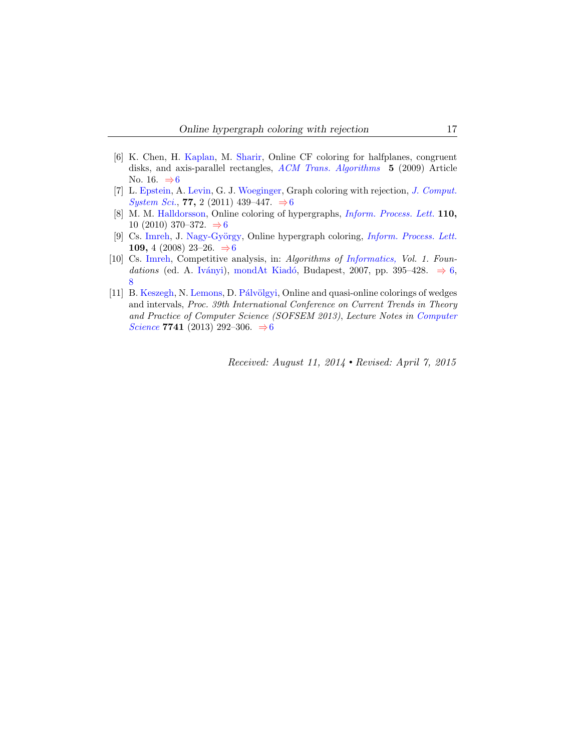[6] K. Chen, H. Kaplan, M. Sharir, Online CF coloring for halfplanes, congruent disks, and axis-parallel rectangles, *ACM Trans. Algorithms* **5** (2009) Article No. 16. ⇒6

[7] L. Epstein, A. Levin, G. J. Woeginger, Graph coloring with rejection, *J. Comput. System Sci.*, **77,** 2 (2011) 439–447. ⇒6

[8] M. M. Halldorsson, Online coloring of hypergraphs, *Inform. Process. Lett.* **110,** 10 (2010) 370–372. ⇒6

[9] Cs. Imreh, J. Nagy-György, Online hypergraph coloring, *Inform. Process. Lett.* **109,** 4 (2008) 23–26. ⇒6

[10] Cs. Imreh, Competitive analysis, in: *Algorithms of Informatics, Vol. 1. Foundations* (ed. A. Iványi), mondAt Kiadó, Budapest, 2007, pp. 395–428. ⇒6, 8

[11] B. Keszegh, N. Lemons, D. Pálvölgyi, Online and quasi-online colorings of wedges and intervals, *Proc. 39th International Conference on Current Trends in Theory and Practice of Computer Science (SOFSEM 2013), Lecture Notes in Computer Science* **7741** (2013) 292–306. ⇒6

*Received: August 11, 2014 • Revised: April 7, 2015*